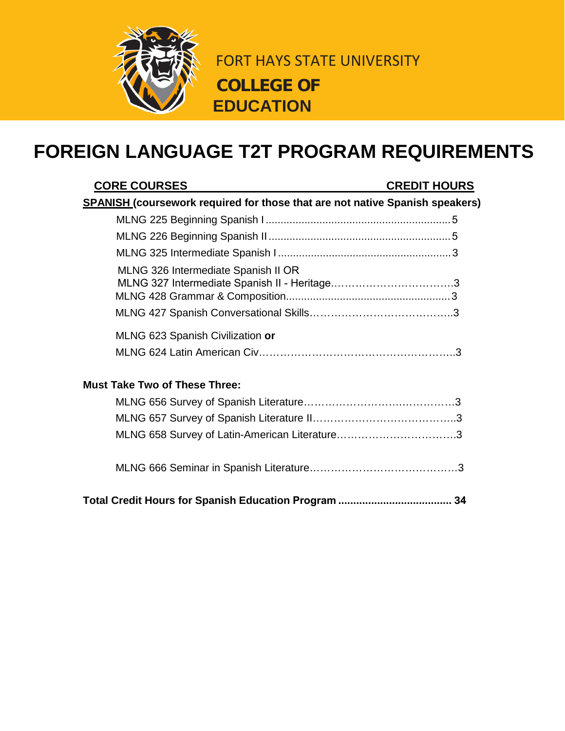FORT HAYS STATE UNIVERSITY

**COLLEGE OF EDUCATION**

# FOREIGN LANGUAGE T2T PROGRAM REQUIREMENTS

| CORE COURSES | CREDIT HOURS |
|---|---|
| **SPANISH (coursework required for those that are not native Spanish speakers)** | |
| MLNG 225 Beginning Spanish I | 5 |
| MLNG 226 Beginning Spanish II | 5 |
| MLNG 325 Intermediate Spanish I | 3 |
| MLNG 326 Intermediate Spanish II OR MLNG 327 Intermediate Spanish II - Heritage | 3 |
| MLNG 428 Grammar & Composition | 3 |
| MLNG 427 Spanish Conversational Skills | 3 |
| MLNG 623 Spanish Civilization **or** MLNG 624 Latin American Civ | 3 |
| **Must Take Two of These Three:** | |
| MLNG 656 Survey of Spanish Literature | 3 |
| MLNG 657 Survey of Spanish Literature II | 3 |
| MLNG 658 Survey of Latin-American Literature | 3 |
| MLNG 666 Seminar in Spanish Literature | 3 |
| **Total Credit Hours for Spanish Education Program** | **34** |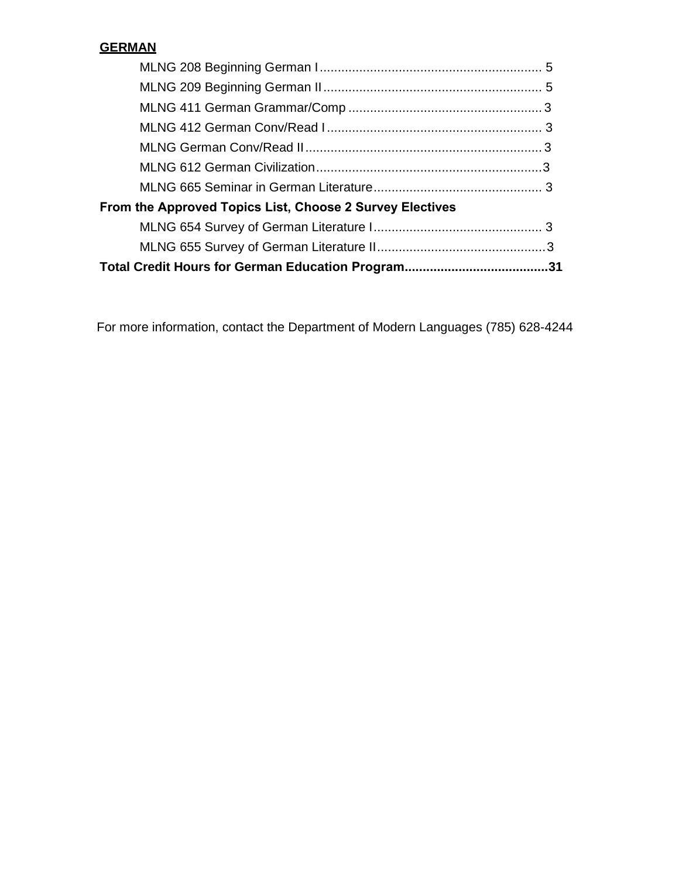**<u>GERMAN</u>**

- MLNG 208 Beginning German I ............................................................ 5
- MLNG 209 Beginning German II ........................................................... 5
- MLNG 411 German Grammar/Comp ..................................................... 3
- MLNG 412 German Conv/Read I ........................................................... 3
- MLNG German Conv/Read II ................................................................ 3
- MLNG 612 German Civilization ............................................................. 3
- MLNG 665 Seminar in German Literature .............................................. 3

**From the Approved Topics List, Choose 2 Survey Electives**

- MLNG 654 Survey of German Literature I .............................................. 3
- MLNG 655 Survey of German Literature II ............................................. 3

**Total Credit Hours for German Education Program........................................31**

For more information, contact the Department of Modern Languages (785) 628-4244